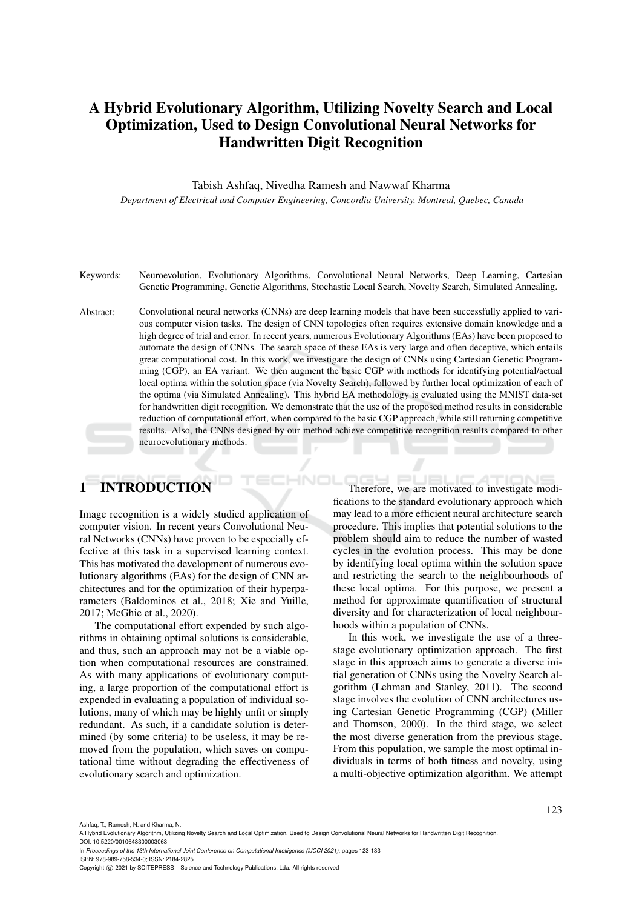# A Hybrid Evolutionary Algorithm, Utilizing Novelty Search and Local Optimization, Used to Design Convolutional Neural Networks for Handwritten Digit Recognition

Tabish Ashfaq, Nivedha Ramesh and Nawwaf Kharma

*Department of Electrical and Computer Engineering, Concordia University, Montreal, Quebec, Canada*

Keywords: Neuroevolution, Evolutionary Algorithms, Convolutional Neural Networks, Deep Learning, Cartesian Genetic Programming, Genetic Algorithms, Stochastic Local Search, Novelty Search, Simulated Annealing.

Abstract: Convolutional neural networks (CNNs) are deep learning models that have been successfully applied to various computer vision tasks. The design of CNN topologies often requires extensive domain knowledge and a high degree of trial and error. In recent years, numerous Evolutionary Algorithms (EAs) have been proposed to automate the design of CNNs. The search space of these EAs is very large and often deceptive, which entails great computational cost. In this work, we investigate the design of CNNs using Cartesian Genetic Programming (CGP), an EA variant. We then augment the basic CGP with methods for identifying potential/actual local optima within the solution space (via Novelty Search), followed by further local optimization of each of the optima (via Simulated Annealing). This hybrid EA methodology is evaluated using the MNIST data-set for handwritten digit recognition. We demonstrate that the use of the proposed method results in considerable reduction of computational effort, when compared to the basic CGP approach, while still returning competitive results. Also, the CNNs designed by our method achieve competitive recognition results compared to other neuroevolutionary methods.

## 1 INTRODUCTION

Image recognition is a widely studied application of computer vision. In recent years Convolutional Neural Networks (CNNs) have proven to be especially effective at this task in a supervised learning context. This has motivated the development of numerous evolutionary algorithms (EAs) for the design of CNN architectures and for the optimization of their hyperparameters (Baldominos et al., 2018; Xie and Yuille, 2017; McGhie et al., 2020).

The computational effort expended by such algorithms in obtaining optimal solutions is considerable, and thus, such an approach may not be a viable option when computational resources are constrained. As with many applications of evolutionary computing, a large proportion of the computational effort is expended in evaluating a population of individual solutions, many of which may be highly unfit or simply redundant. As such, if a candidate solution is determined (by some criteria) to be useless, it may be removed from the population, which saves on computational time without degrading the effectiveness of evolutionary search and optimization.

Therefore, we are motivated to investigate modifications to the standard evolutionary approach which may lead to a more efficient neural architecture search procedure. This implies that potential solutions to the problem should aim to reduce the number of wasted cycles in the evolution process. This may be done by identifying local optima within the solution space and restricting the search to the neighbourhoods of these local optima. For this purpose, we present a method for approximate quantification of structural diversity and for characterization of local neighbourhoods within a population of CNNs.

In this work, we investigate the use of a three-stage evolutionary optimization approach. The first stage in this approach aims to generate a diverse initial generation of CNNs using the Novelty Search algorithm (Lehman and Stanley, 2011). The second stage involves the evolution of CNN architectures using Cartesian Genetic Programming (CGP) (Miller and Thomson, 2000). In the third stage, we select the most diverse generation from the previous stage. From this population, we sample the most optimal individuals in terms of both fitness and novelty, using a multi-objective optimization algorithm. We attempt

Ashfaq, T., Ramesh, N. and Kharma, N.
A Hybrid Evolutionary Algorithm, Utilizing Novelty Search and Local Optimization, Used to Design Convolutional Neural Networks for Handwritten Digit Recognition.
DOI: 10.5220/0010648300003063
In *Proceedings of the 13th International Joint Conference on Computational Intelligence (IJCCI 2021)*, pages 123-133
ISBN: 978-989-758-534-0; ISSN: 2184-2825
Copyright © 2021 by SCITEPRESS – Science and Technology Publications, Lda. All rights reserved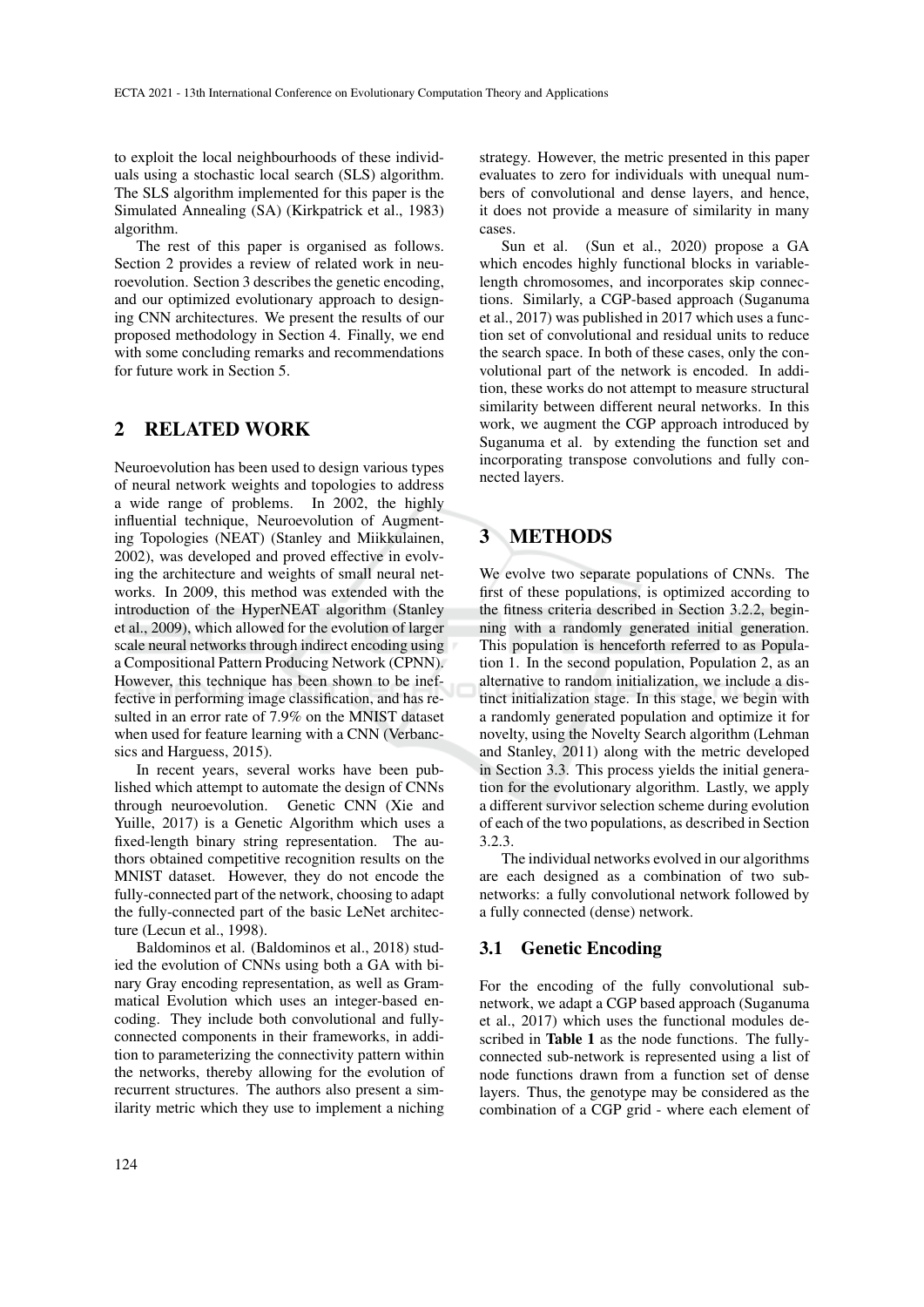to exploit the local neighbourhoods of these individuals using a stochastic local search (SLS) algorithm. The SLS algorithm implemented for this paper is the Simulated Annealing (SA) (Kirkpatrick et al., 1983) algorithm.

The rest of this paper is organised as follows. Section 2 provides a review of related work in neuroevolution. Section 3 describes the genetic encoding, and our optimized evolutionary approach to designing CNN architectures. We present the results of our proposed methodology in Section 4. Finally, we end with some concluding remarks and recommendations for future work in Section 5.

## 2 RELATED WORK

Neuroevolution has been used to design various types of neural network weights and topologies to address a wide range of problems. In 2002, the highly influential technique, Neuroevolution of Augmenting Topologies (NEAT) (Stanley and Miikkulainen, 2002), was developed and proved effective in evolving the architecture and weights of small neural networks. In 2009, this method was extended with the introduction of the HyperNEAT algorithm (Stanley et al., 2009), which allowed for the evolution of larger scale neural networks through indirect encoding using a Compositional Pattern Producing Network (CPNN). However, this technique has been shown to be ineffective in performing image classification, and has resulted in an error rate of 7.9% on the MNIST dataset when used for feature learning with a CNN (Verbancsics and Harguess, 2015).

In recent years, several works have been published which attempt to automate the design of CNNs through neuroevolution. Genetic CNN (Xie and Yuille, 2017) is a Genetic Algorithm which uses a fixed-length binary string representation. The authors obtained competitive recognition results on the MNIST dataset. However, they do not encode the fully-connected part of the network, choosing to adapt the fully-connected part of the basic LeNet architecture (Lecun et al., 1998).

Baldominos et al. (Baldominos et al., 2018) studied the evolution of CNNs using both a GA with binary Gray encoding representation, as well as Grammatical Evolution which uses an integer-based encoding. They include both convolutional and fully-connected components in their frameworks, in addition to parameterizing the connectivity pattern within the networks, thereby allowing for the evolution of recurrent structures. The authors also present a similarity metric which they use to implement a niching strategy. However, the metric presented in this paper evaluates to zero for individuals with unequal numbers of convolutional and dense layers, and hence, it does not provide a measure of similarity in many cases.

Sun et al. (Sun et al., 2020) propose a GA which encodes highly functional blocks in variable-length chromosomes, and incorporates skip connections. Similarly, a CGP-based approach (Suganuma et al., 2017) was published in 2017 which uses a function set of convolutional and residual units to reduce the search space. In both of these cases, only the convolutional part of the network is encoded. In addition, these works do not attempt to measure structural similarity between different neural networks. In this work, we augment the CGP approach introduced by Suganuma et al. by extending the function set and incorporating transpose convolutions and fully connected layers.

## 3 METHODS

We evolve two separate populations of CNNs. The first of these populations, is optimized according to the fitness criteria described in Section 3.2.2, beginning with a randomly generated initial generation. This population is henceforth referred to as Population 1. In the second population, Population 2, as an alternative to random initialization, we include a distinct initialization stage. In this stage, we begin with a randomly generated population and optimize it for novelty, using the Novelty Search algorithm (Lehman and Stanley, 2011) along with the metric developed in Section 3.3. This process yields the initial generation for the evolutionary algorithm. Lastly, we apply a different survivor selection scheme during evolution of each of the two populations, as described in Section 3.2.3.

The individual networks evolved in our algorithms are each designed as a combination of two sub-networks: a fully convolutional network followed by a fully connected (dense) network.

### 3.1 Genetic Encoding

For the encoding of the fully convolutional sub-network, we adapt a CGP based approach (Suganuma et al., 2017) which uses the functional modules described in **Table 1** as the node functions. The fully-connected sub-network is represented using a list of node functions drawn from a function set of dense layers. Thus, the genotype may be considered as the combination of a CGP grid - where each element of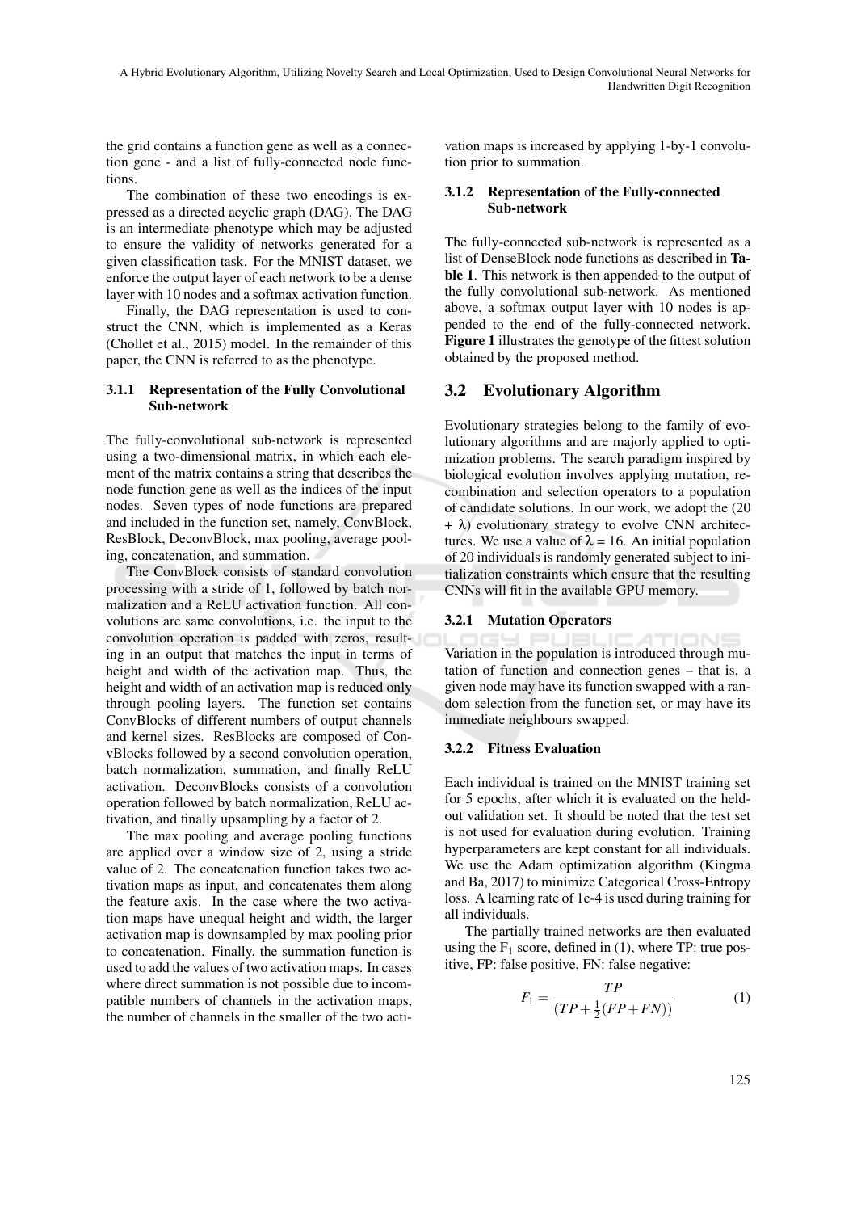the grid contains a function gene as well as a connection gene - and a list of fully-connected node functions.

The combination of these two encodings is expressed as a directed acyclic graph (DAG). The DAG is an intermediate phenotype which may be adjusted to ensure the validity of networks generated for a given classification task. For the MNIST dataset, we enforce the output layer of each network to be a dense layer with 10 nodes and a softmax activation function.

Finally, the DAG representation is used to construct the CNN, which is implemented as a Keras (Chollet et al., 2015) model. In the remainder of this paper, the CNN is referred to as the phenotype.

### 3.1.1 Representation of the Fully Convolutional Sub-network

The fully-convolutional sub-network is represented using a two-dimensional matrix, in which each element of the matrix contains a string that describes the node function gene as well as the indices of the input nodes. Seven types of node functions are prepared and included in the function set, namely, ConvBlock, ResBlock, DeconvBlock, max pooling, average pooling, concatenation, and summation.

The ConvBlock consists of standard convolution processing with a stride of 1, followed by batch normalization and a ReLU activation function. All convolutions are same convolutions, i.e. the input to the convolution operation is padded with zeros, resulting in an output that matches the input in terms of height and width of the activation map. Thus, the height and width of an activation map is reduced only through pooling layers. The function set contains ConvBlocks of different numbers of output channels and kernel sizes. ResBlocks are composed of ConvBlocks followed by a second convolution operation, batch normalization, summation, and finally ReLU activation. DeconvBlocks consists of a convolution operation followed by batch normalization, ReLU activation, and finally upsampling by a factor of 2.

The max pooling and average pooling functions are applied over a window size of 2, using a stride value of 2. The concatenation function takes two activation maps as input, and concatenates them along the feature axis. In the case where the two activation maps have unequal height and width, the larger activation map is downsampled by max pooling prior to concatenation. Finally, the summation function is used to add the values of two activation maps. In cases where direct summation is not possible due to incompatible numbers of channels in the activation maps, the number of channels in the smaller of the two activation maps is increased by applying 1-by-1 convolution prior to summation.

### 3.1.2 Representation of the Fully-connected Sub-network

The fully-connected sub-network is represented as a list of DenseBlock node functions as described in **Table 1**. This network is then appended to the output of the fully convolutional sub-network. As mentioned above, a softmax output layer with 10 nodes is appended to the end of the fully-connected network. **Figure 1** illustrates the genotype of the fittest solution obtained by the proposed method.

## 3.2 Evolutionary Algorithm

Evolutionary strategies belong to the family of evolutionary algorithms and are majorly applied to optimization problems. The search paradigm inspired by biological evolution involves applying mutation, recombination and selection operators to a population of candidate solutions. In our work, we adopt the $(20 + \lambda)$ evolutionary strategy to evolve CNN architectures. We use a value of $\lambda = 16$. An initial population of 20 individuals is randomly generated subject to initialization constraints which ensure that the resulting CNNs will fit in the available GPU memory.

### 3.2.1 Mutation Operators

Variation in the population is introduced through mutation of function and connection genes – that is, a given node may have its function swapped with a random selection from the function set, or may have its immediate neighbours swapped.

### 3.2.2 Fitness Evaluation

Each individual is trained on the MNIST training set for 5 epochs, after which it is evaluated on the held-out validation set. It should be noted that the test set is not used for evaluation during evolution. Training hyperparameters are kept constant for all individuals. We use the Adam optimization algorithm (Kingma and Ba, 2017) to minimize Categorical Cross-Entropy loss. A learning rate of 1e-4 is used during training for all individuals.

The partially trained networks are then evaluated using the $F_1$ score, defined in (1), where TP: true positive, FP: false positive, FN: false negative:

$$F_1 = \frac{TP}{(TP + \frac{1}{2}(FP + FN))} \tag{1}$$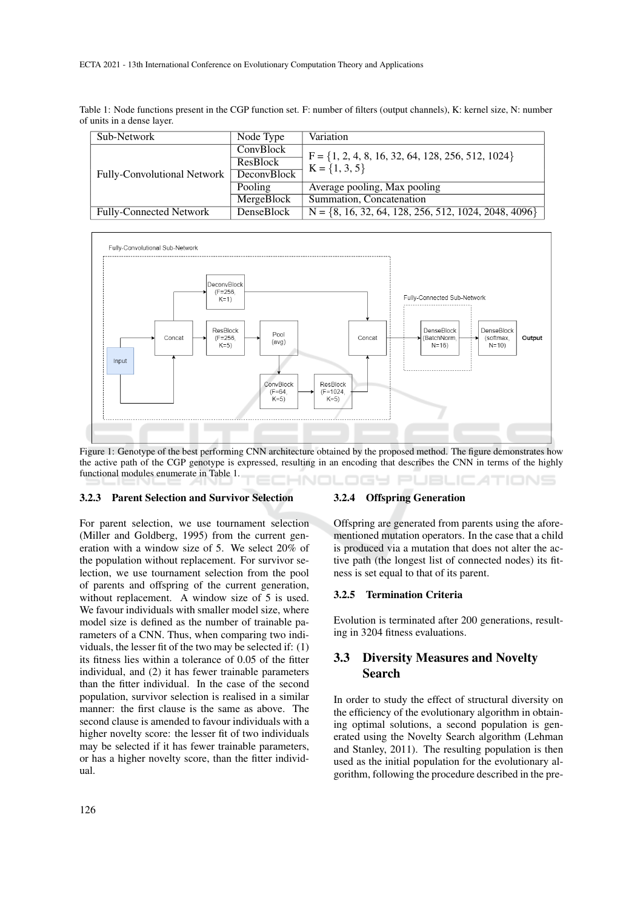Table 1: Node functions present in the CGP function set. F: number of filters (output channels), K: kernel size, N: number of units in a dense layer.

| Sub-Network | Node Type | Variation |
|---|---|---|
| Fully-Convolutional Network | ConvBlock | F = {1, 2, 4, 8, 16, 32, 64, 128, 256, 512, 1024} K = {1, 3, 5} |
| | ResBlock | |
| | DeconvBlock | |
| | Pooling | Average pooling, Max pooling |
| | MergeBlock | Summation, Concatenation |
| Fully-Connected Network | DenseBlock | N = {8, 16, 32, 64, 128, 256, 512, 1024, 2048, 4096} |

Figure 1: Genotype of the best performing CNN architecture obtained by the proposed method. The figure demonstrates how the active path of the CGP genotype is expressed, resulting in an encoding that describes the CNN in terms of the highly functional modules enumerate in Table 1.

#### 3.2.3 Parent Selection and Survivor Selection

For parent selection, we use tournament selection (Miller and Goldberg, 1995) from the current generation with a window size of 5. We select 20% of the population without replacement. For survivor selection, we use tournament selection from the pool of parents and offspring of the current generation, without replacement. A window size of 5 is used. We favour individuals with smaller model size, where model size is defined as the number of trainable parameters of a CNN. Thus, when comparing two individuals, the lesser fit of the two may be selected if: (1) its fitness lies within a tolerance of 0.05 of the fitter individual, and (2) it has fewer trainable parameters than the fitter individual. In the case of the second population, survivor selection is realised in a similar manner: the first clause is the same as above. The second clause is amended to favour individuals with a higher novelty score: the lesser fit of two individuals may be selected if it has fewer trainable parameters, or has a higher novelty score, than the fitter individual.

#### 3.2.4 Offspring Generation

Offspring are generated from parents using the aforementioned mutation operators. In the case that a child is produced via a mutation that does not alter the active path (the longest list of connected nodes) its fitness is set equal to that of its parent.

#### 3.2.5 Termination Criteria

Evolution is terminated after 200 generations, resulting in 3204 fitness evaluations.

### 3.3 Diversity Measures and Novelty Search

In order to study the effect of structural diversity on the efficiency of the evolutionary algorithm in obtaining optimal solutions, a second population is generated using the Novelty Search algorithm (Lehman and Stanley, 2011). The resulting population is then used as the initial population for the evolutionary algorithm, following the procedure described in the pre-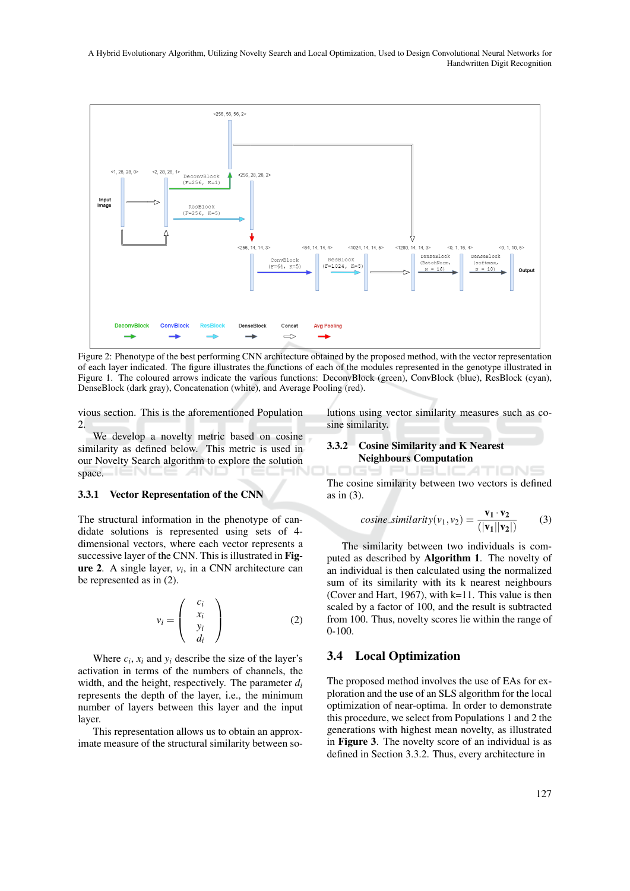Figure 2: Phenotype of the best performing CNN architecture obtained by the proposed method, with the vector representation of each layer indicated. The figure illustrates the functions of each of the modules represented in the genotype illustrated in Figure 1. The coloured arrows indicate the various functions: DeconvBlock (green), ConvBlock (blue), ResBlock (cyan), DenseBlock (dark gray), Concatenation (white), and Average Pooling (red).

vious section. This is the aforementioned Population 2.

We develop a novelty metric based on cosine similarity as defined below. This metric is used in our Novelty Search algorithm to explore the solution space.

### 3.3.1 Vector Representation of the CNN

The structural information in the phenotype of candidate solutions is represented using sets of 4-dimensional vectors, where each vector represents a successive layer of the CNN. This is illustrated in **Figure 2**. A single layer, $v_i$, in a CNN architecture can be represented as in (2).

$$v_i = \begin{pmatrix} c_i \\ x_i \\ y_i \\ d_i \end{pmatrix} \tag{2}$$

Where $c_i$, $x_i$ and $y_i$ describe the size of the layer's activation in terms of the numbers of channels, the width, and the height, respectively. The parameter $d_i$ represents the depth of the layer, i.e., the minimum number of layers between this layer and the input layer.

This representation allows us to obtain an approximate measure of the structural similarity between solutions using vector similarity measures such as cosine similarity.

### 3.3.2 Cosine Similarity and K Nearest Neighbours Computation

The cosine similarity between two vectors is defined as in (3).

$$cosine\_similarity(v_1, v_2) = \frac{\mathbf{v_1} \cdot \mathbf{v_2}}{(|\mathbf{v_1}||\mathbf{v_2}|)} \tag{3}$$

The similarity between two individuals is computed as described by **Algorithm 1**. The novelty of an individual is then calculated using the normalized sum of its similarity with its k nearest neighbours (Cover and Hart, 1967), with k=11. This value is then scaled by a factor of 100, and the result is subtracted from 100. Thus, novelty scores lie within the range of 0-100.

## 3.4 Local Optimization

The proposed method involves the use of EAs for exploration and the use of an SLS algorithm for the local optimization of near-optima. In order to demonstrate this procedure, we select from Populations 1 and 2 the generations with highest mean novelty, as illustrated in **Figure 3**. The novelty score of an individual is as defined in Section 3.3.2. Thus, every architecture in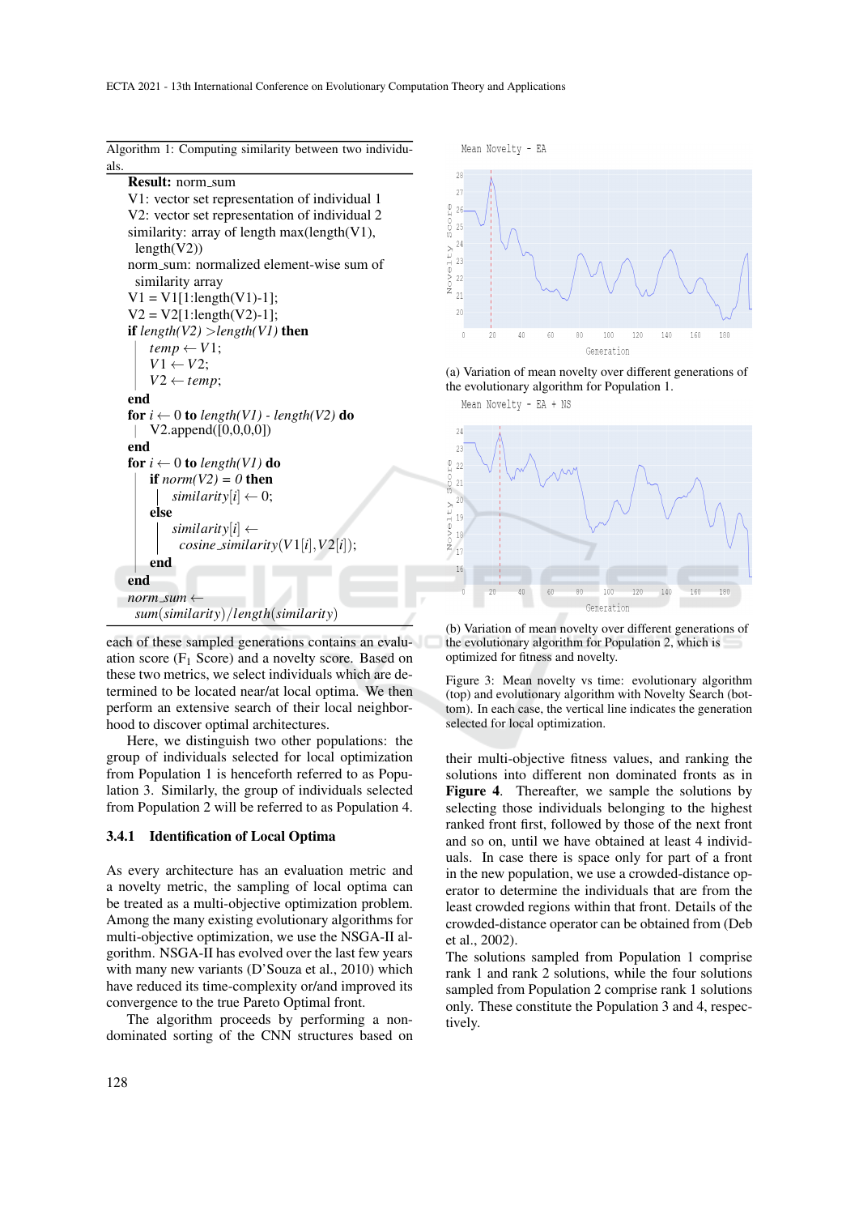**Algorithm 1:** Computing similarity between two individuals.

```
Result: norm_sum
V1: vector set representation of individual 1
V2: vector set representation of individual 2
similarity: array of length max(length(V1),
    length(V2))
norm_sum: normalized element-wise sum of
    similarity array
V1 = V1[1:length(V1)-1];
V2 = V2[1:length(V2)-1];
if length(V2) > length(V1) then
    temp ← V1;
    V1 ← V2;
    V2 ← temp;
end
for i ← 0 to length(V1) - length(V2) do
    V2.append([0,0,0,0])
end
for i ← 0 to length(V1) do
    if norm(V2) = 0 then
        similarity[i] ← 0;
    else
        similarity[i] ←
            cosine_similarity(V1[i], V2[i]);
    end
end
norm_sum ←
    sum(similarity)/length(similarity)
```

each of these sampled generations contains an evaluation score ($F_1$ Score) and a novelty score. Based on these two metrics, we select individuals which are determined to be located near/at local optima. We then perform an extensive search of their local neighborhood to discover optimal architectures.

Here, we distinguish two other populations: the group of individuals selected for local optimization from Population 1 is henceforth referred to as Population 3. Similarly, the group of individuals selected from Population 2 will be referred to as Population 4.

### 3.4.1 Identification of Local Optima

As every architecture has an evaluation metric and a novelty metric, the sampling of local optima can be treated as a multi-objective optimization problem. Among the many existing evolutionary algorithms for multi-objective optimization, we use the NSGA-II algorithm. NSGA-II has evolved over the last few years with many new variants (D'Souza et al., 2010) which have reduced its time-complexity or/and improved its convergence to the true Pareto Optimal front.

The algorithm proceeds by performing a non-dominated sorting of the CNN structures based on their multi-objective fitness values, and ranking the solutions into different non dominated fronts as in **Figure 4**. Thereafter, we sample the solutions by selecting those individuals belonging to the highest ranked front first, followed by those of the next front and so on, until we have obtained at least 4 individuals. In case there is space only for part of a front in the new population, we use a crowded-distance operator to determine the individuals that are from the least crowded regions within that front. Details of the crowded-distance operator can be obtained from (Deb et al., 2002).

The solutions sampled from Population 1 comprise rank 1 and rank 2 solutions, while the four solutions sampled from Population 2 comprise rank 1 solutions only. These constitute the Population 3 and 4, respectively.

(a) Variation of mean novelty over different generations of the evolutionary algorithm for Population 1.

(b) Variation of mean novelty over different generations of the evolutionary algorithm for Population 2, which is optimized for fitness and novelty.

Figure 3: Mean novelty vs time: evolutionary algorithm (top) and evolutionary algorithm with Novelty Search (bottom). In each case, the vertical line indicates the generation selected for local optimization.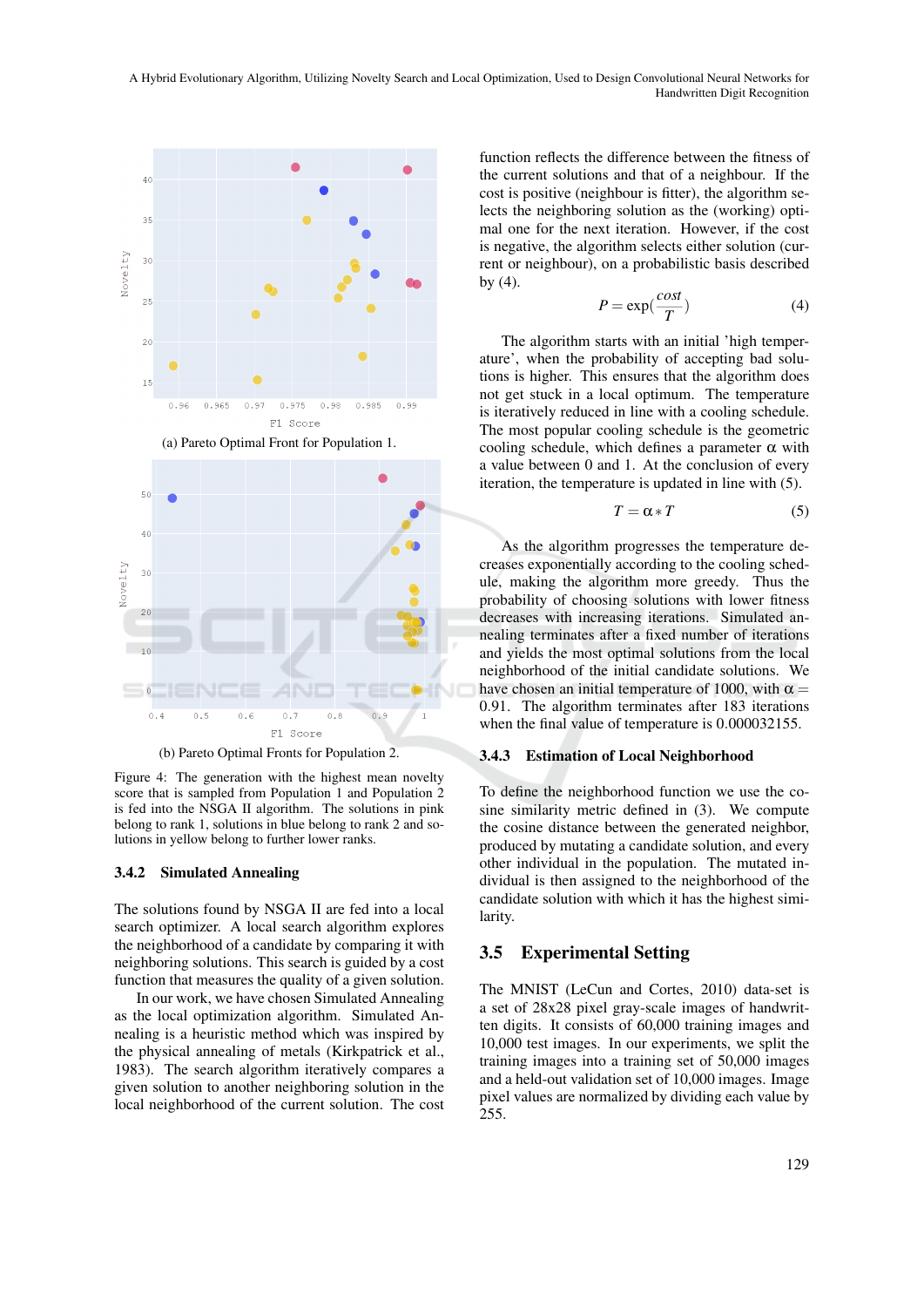(a) Pareto Optimal Front for Population 1.

(b) Pareto Optimal Fronts for Population 2.

Figure 4: The generation with the highest mean novelty score that is sampled from Population 1 and Population 2 is fed into the NSGA II algorithm. The solutions in pink belong to rank 1, solutions in blue belong to rank 2 and solutions in yellow belong to further lower ranks.

### 3.4.2 Simulated Annealing

The solutions found by NSGA II are fed into a local search optimizer. A local search algorithm explores the neighborhood of a candidate by comparing it with neighboring solutions. This search is guided by a cost function that measures the quality of a given solution.

In our work, we have chosen Simulated Annealing as the local optimization algorithm. Simulated Annealing is a heuristic method which was inspired by the physical annealing of metals (Kirkpatrick et al., 1983). The search algorithm iteratively compares a given solution to another neighboring solution in the local neighborhood of the current solution. The cost function reflects the difference between the fitness of the current solutions and that of a neighbour. If the cost is positive (neighbour is fitter), the algorithm selects the neighboring solution as the (working) optimal one for the next iteration. However, if the cost is negative, the algorithm selects either solution (current or neighbour), on a probabilistic basis described by (4).

$$P = \exp\left(\frac{cost}{T}\right) \tag{4}$$

The algorithm starts with an initial 'high temperature', when the probability of accepting bad solutions is higher. This ensures that the algorithm does not get stuck in a local optimum. The temperature is iteratively reduced in line with a cooling schedule. The most popular cooling schedule is the geometric cooling schedule, which defines a parameter $\alpha$ with a value between 0 and 1. At the conclusion of every iteration, the temperature is updated in line with (5).

$$T = \alpha * T \tag{5}$$

As the algorithm progresses the temperature decreases exponentially according to the cooling schedule, making the algorithm more greedy. Thus the probability of choosing solutions with lower fitness decreases with increasing iterations. Simulated annealing terminates after a fixed number of iterations and yields the most optimal solutions from the local neighborhood of the initial candidate solutions. We have chosen an initial temperature of 1000, with $\alpha = 0.91$. The algorithm terminates after 183 iterations when the final value of temperature is 0.000032155.

### 3.4.3 Estimation of Local Neighborhood

To define the neighborhood function we use the cosine similarity metric defined in (3). We compute the cosine distance between the generated neighbor, produced by mutating a candidate solution, and every other individual in the population. The mutated individual is then assigned to the neighborhood of the candidate solution with which it has the highest similarity.

## 3.5 Experimental Setting

The MNIST (LeCun and Cortes, 2010) data-set is a set of 28x28 pixel gray-scale images of handwritten digits. It consists of 60,000 training images and 10,000 test images. In our experiments, we split the training images into a training set of 50,000 images and a held-out validation set of 10,000 images. Image pixel values are normalized by dividing each value by 255.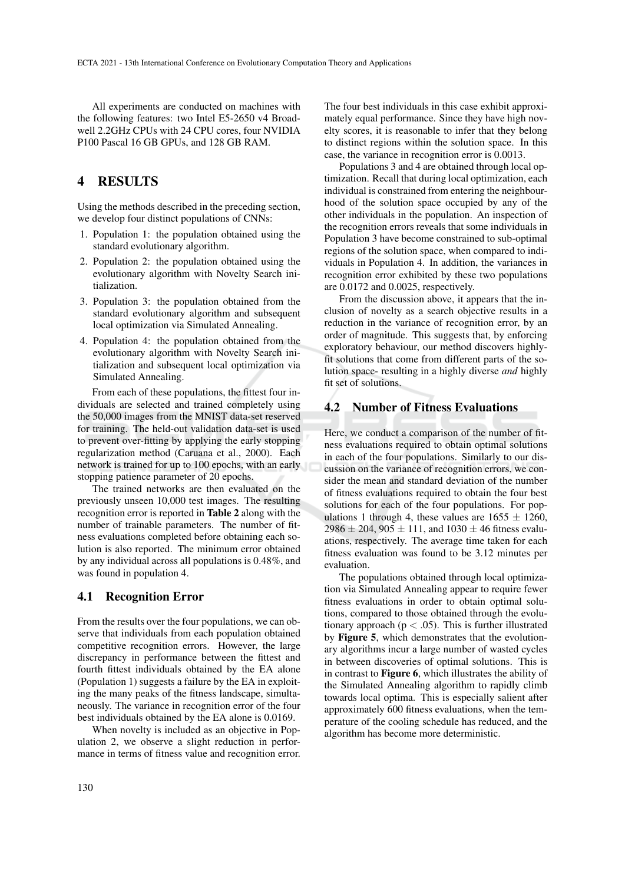All experiments are conducted on machines with the following features: two Intel E5-2650 v4 Broadwell 2.2GHz CPUs with 24 CPU cores, four NVIDIA P100 Pascal 16 GB GPUs, and 128 GB RAM.

## 4 RESULTS

Using the methods described in the preceding section, we develop four distinct populations of CNNs:

1. Population 1: the population obtained using the standard evolutionary algorithm.
2. Population 2: the population obtained using the evolutionary algorithm with Novelty Search initialization.
3. Population 3: the population obtained from the standard evolutionary algorithm and subsequent local optimization via Simulated Annealing.
4. Population 4: the population obtained from the evolutionary algorithm with Novelty Search initialization and subsequent local optimization via Simulated Annealing.

From each of these populations, the fittest four individuals are selected and trained completely using the 50,000 images from the MNIST data-set reserved for training. The held-out validation data-set is used to prevent over-fitting by applying the early stopping regularization method (Caruana et al., 2000). Each network is trained for up to 100 epochs, with an early stopping patience parameter of 20 epochs.

The trained networks are then evaluated on the previously unseen 10,000 test images. The resulting recognition error is reported in **Table 2** along with the number of trainable parameters. The number of fitness evaluations completed before obtaining each solution is also reported. The minimum error obtained by any individual across all populations is 0.48%, and was found in population 4.

### 4.1 Recognition Error

From the results over the four populations, we can observe that individuals from each population obtained competitive recognition errors. However, the large discrepancy in performance between the fittest and fourth fittest individuals obtained by the EA alone (Population 1) suggests a failure by the EA in exploiting the many peaks of the fitness landscape, simultaneously. The variance in recognition error of the four best individuals obtained by the EA alone is 0.0169.

When novelty is included as an objective in Population 2, we observe a slight reduction in performance in terms of fitness value and recognition error. The four best individuals in this case exhibit approximately equal performance. Since they have high novelty scores, it is reasonable to infer that they belong to distinct regions within the solution space. In this case, the variance in recognition error is 0.0013.

Populations 3 and 4 are obtained through local optimization. Recall that during local optimization, each individual is constrained from entering the neighbourhood of the solution space occupied by any of the other individuals in the population. An inspection of the recognition errors reveals that some individuals in Population 3 have become constrained to sub-optimal regions of the solution space, when compared to individuals in Population 4. In addition, the variances in recognition error exhibited by these two populations are 0.0172 and 0.0025, respectively.

From the discussion above, it appears that the inclusion of novelty as a search objective results in a reduction in the variance of recognition error, by an order of magnitude. This suggests that, by enforcing exploratory behaviour, our method discovers highly-fit solutions that come from different parts of the solution space- resulting in a highly diverse *and* highly fit set of solutions.

### 4.2 Number of Fitness Evaluations

Here, we conduct a comparison of the number of fitness evaluations required to obtain optimal solutions in each of the four populations. Similarly to our discussion on the variance of recognition errors, we consider the mean and standard deviation of the number of fitness evaluations required to obtain the four best solutions for each of the four populations. For populations 1 through 4, these values are $1655 \pm 1260$, $2986 \pm 204$, $905 \pm 111$, and $1030 \pm 46$ fitness evaluations, respectively. The average time taken for each fitness evaluation was found to be 3.12 minutes per evaluation.

The populations obtained through local optimization via Simulated Annealing appear to require fewer fitness evaluations in order to obtain optimal solutions, compared to those obtained through the evolutionary approach ($p < .05$). This is further illustrated by **Figure 5**, which demonstrates that the evolutionary algorithms incur a large number of wasted cycles in between discoveries of optimal solutions. This is in contrast to **Figure 6**, which illustrates the ability of the Simulated Annealing algorithm to rapidly climb towards local optima. This is especially salient after approximately 600 fitness evaluations, when the temperature of the cooling schedule has reduced, and the algorithm has become more deterministic.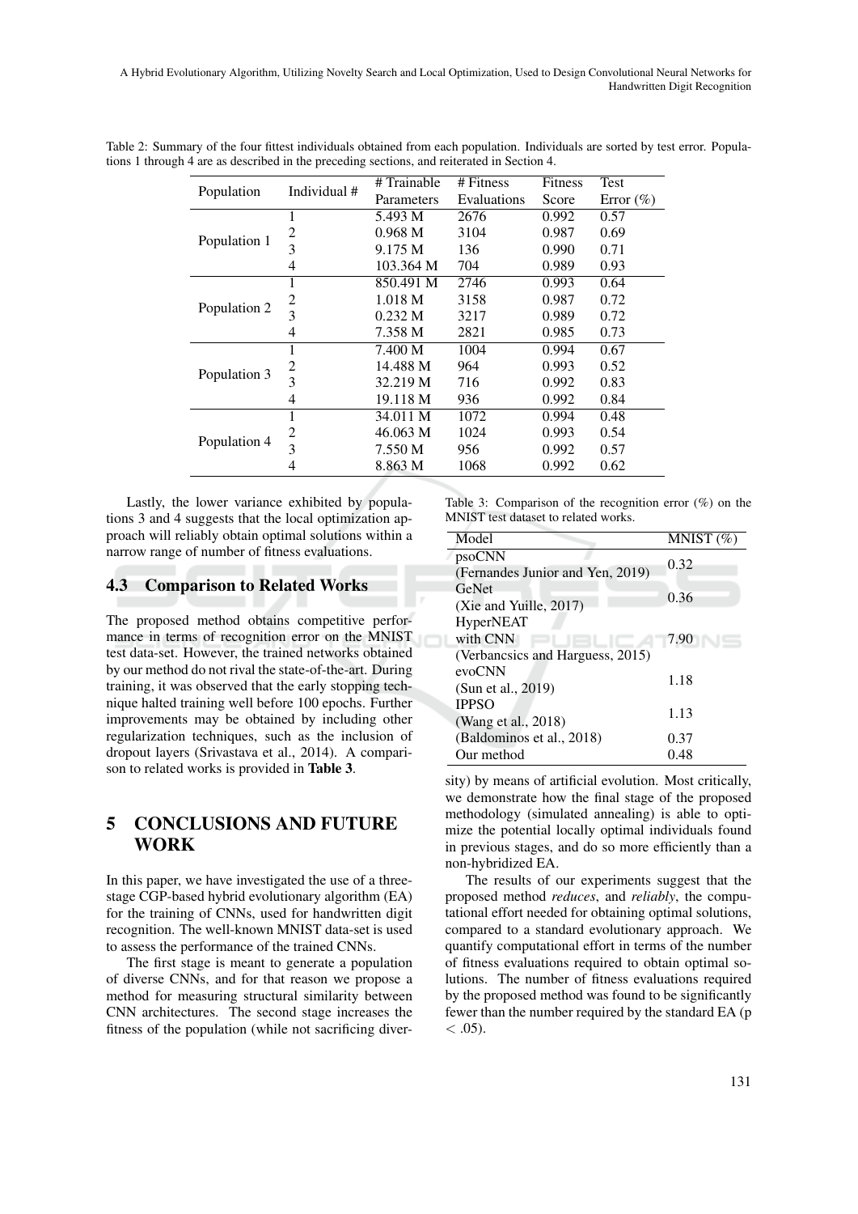Table 2: Summary of the four fittest individuals obtained from each population. Individuals are sorted by test error. Populations 1 through 4 are as described in the preceding sections, and reiterated in Section 4.

| Population | Individual # | # Trainable Parameters | # Fitness Evaluations | Fitness Score | Test Error (%) |
|---|---|---|---|---|---|
| Population 1 | 1 | 5.493 M | 2676 | 0.992 | 0.57 |
| | 2 | 0.968 M | 3104 | 0.987 | 0.69 |
| | 3 | 9.175 M | 136 | 0.990 | 0.71 |
| | 4 | 103.364 M | 704 | 0.989 | 0.93 |
| Population 2 | 1 | 850.491 M | 2746 | 0.993 | 0.64 |
| | 2 | 1.018 M | 3158 | 0.987 | 0.72 |
| | 3 | 0.232 M | 3217 | 0.989 | 0.72 |
| | 4 | 7.358 M | 2821 | 0.985 | 0.73 |
| Population 3 | 1 | 7.400 M | 1004 | 0.994 | 0.67 |
| | 2 | 14.488 M | 964 | 0.993 | 0.52 |
| | 3 | 32.219 M | 716 | 0.992 | 0.83 |
| | 4 | 19.118 M | 936 | 0.992 | 0.84 |
| Population 4 | 1 | 34.011 M | 1072 | 0.994 | 0.48 |
| | 2 | 46.063 M | 1024 | 0.993 | 0.54 |
| | 3 | 7.550 M | 956 | 0.992 | 0.57 |
| | 4 | 8.863 M | 1068 | 0.992 | 0.62 |

Lastly, the lower variance exhibited by populations 3 and 4 suggests that the local optimization approach will reliably obtain optimal solutions within a narrow range of number of fitness evaluations.

### 4.3 Comparison to Related Works

The proposed method obtains competitive performance in terms of recognition error on the MNIST test data-set. However, the trained networks obtained by our method do not rival the state-of-the-art. During training, it was observed that the early stopping technique halted training well before 100 epochs. Further improvements may be obtained by including other regularization techniques, such as the inclusion of dropout layers (Srivastava et al., 2014). A comparison to related works is provided in **Table 3**.

Table 3: Comparison of the recognition error (%) on the MNIST test dataset to related works.

| Model | MNIST (%) |
|---|---|
| psoCNN (Fernandes Junior and Yen, 2019) | 0.32 |
| GeNet (Xie and Yuille, 2017) | 0.36 |
| HyperNEAT with CNN (Verbancsics and Harguess, 2015) | 7.90 |
| evoCNN (Sun et al., 2019) | 1.18 |
| IPPSO (Wang et al., 2018) | 1.13 |
| (Baldominos et al., 2018) | 0.37 |
| Our method | 0.48 |

## 5 CONCLUSIONS AND FUTURE WORK

In this paper, we have investigated the use of a three-stage CGP-based hybrid evolutionary algorithm (EA) for the training of CNNs, used for handwritten digit recognition. The well-known MNIST data-set is used to assess the performance of the trained CNNs.

The first stage is meant to generate a population of diverse CNNs, and for that reason we propose a method for measuring structural similarity between CNN architectures. The second stage increases the fitness of the population (while not sacrificing diversity) by means of artificial evolution. Most critically, we demonstrate how the final stage of the proposed methodology (simulated annealing) is able to optimize the potential locally optimal individuals found in previous stages, and do so more efficiently than a non-hybridized EA.

The results of our experiments suggest that the proposed method *reduces*, and *reliably*, the computational effort needed for obtaining optimal solutions, compared to a standard evolutionary approach. We quantify computational effort in terms of the number of fitness evaluations required to obtain optimal solutions. The number of fitness evaluations required by the proposed method was found to be significantly fewer than the number required by the standard EA ($p < .05$).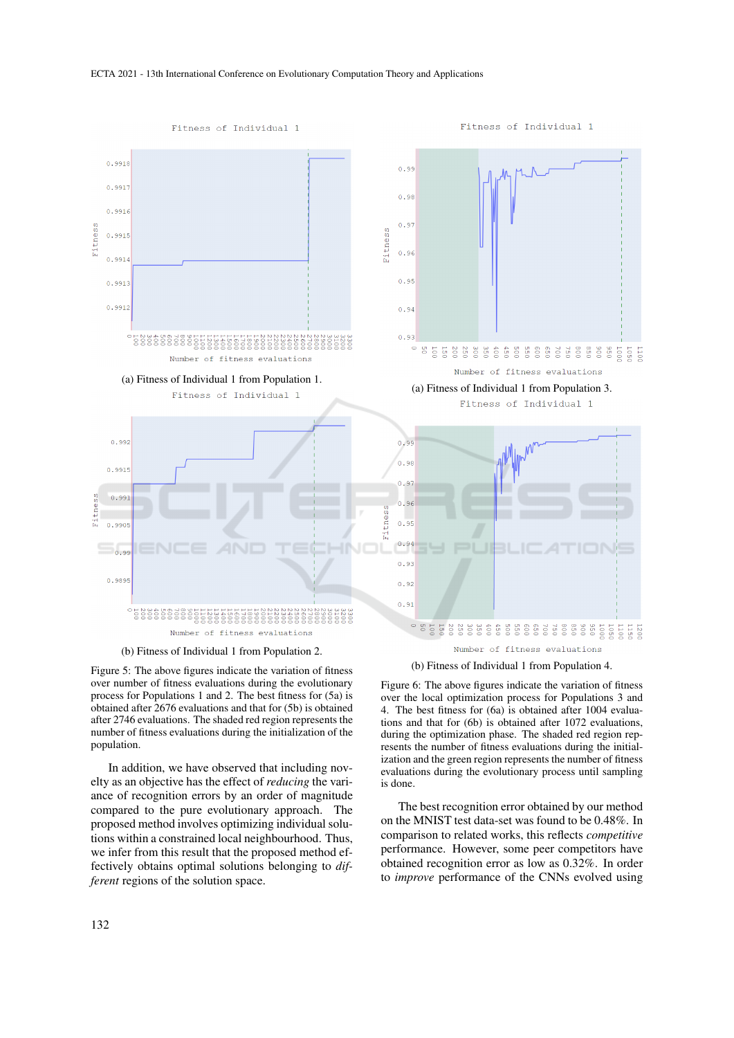(a) Fitness of Individual 1 from Population 1.

(b) Fitness of Individual 1 from Population 2.

Figure 5: The above figures indicate the variation of fitness over number of fitness evaluations during the evolutionary process for Populations 1 and 2. The best fitness for (5a) is obtained after 2676 evaluations and that for (5b) is obtained after 2746 evaluations. The shaded red region represents the number of fitness evaluations during the initialization of the population.

In addition, we have observed that including novelty as an objective has the effect of *reducing* the variance of recognition errors by an order of magnitude compared to the pure evolutionary approach. The proposed method involves optimizing individual solutions within a constrained local neighbourhood. Thus, we infer from this result that the proposed method effectively obtains optimal solutions belonging to *different* regions of the solution space.

(a) Fitness of Individual 1 from Population 3.

(b) Fitness of Individual 1 from Population 4.

Figure 6: The above figures indicate the variation of fitness over the local optimization process for Populations 3 and 4. The best fitness for (6a) is obtained after 1004 evaluations and that for (6b) is obtained after 1072 evaluations, during the optimization phase. The shaded red region represents the number of fitness evaluations during the initialization and the green region represents the number of fitness evaluations during the evolutionary process until sampling is done.

The best recognition error obtained by our method on the MNIST test data-set was found to be 0.48%. In comparison to related works, this reflects *competitive* performance. However, some peer competitors have obtained recognition error as low as 0.32%. In order to *improve* performance of the CNNs evolved using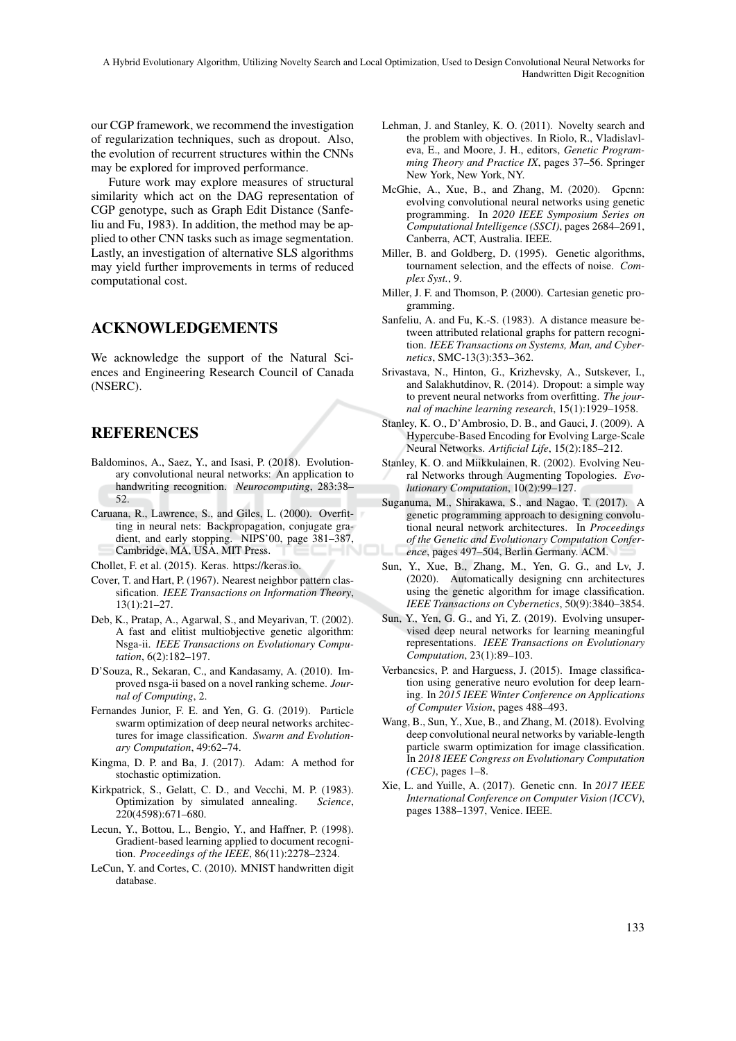our CGP framework, we recommend the investigation of regularization techniques, such as dropout. Also, the evolution of recurrent structures within the CNNs may be explored for improved performance.

Future work may explore measures of structural similarity which act on the DAG representation of CGP genotype, such as Graph Edit Distance (Sanfeliu and Fu, 1983). In addition, the method may be applied to other CNN tasks such as image segmentation. Lastly, an investigation of alternative SLS algorithms may yield further improvements in terms of reduced computational cost.

## ACKNOWLEDGEMENTS

We acknowledge the support of the Natural Sciences and Engineering Research Council of Canada (NSERC).

## REFERENCES

Baldominos, A., Saez, Y., and Isasi, P. (2018). Evolutionary convolutional neural networks: An application to handwriting recognition. *Neurocomputing*, 283:38–52.

Caruana, R., Lawrence, S., and Giles, L. (2000). Overfitting in neural nets: Backpropagation, conjugate gradient, and early stopping. NIPS'00, page 381–387, Cambridge, MA, USA. MIT Press.

Chollet, F. et al. (2015). Keras. https://keras.io.

Cover, T. and Hart, P. (1967). Nearest neighbor pattern classification. *IEEE Transactions on Information Theory*, 13(1):21–27.

Deb, K., Pratap, A., Agarwal, S., and Meyarivan, T. (2002). A fast and elitist multiobjective genetic algorithm: Nsga-ii. *IEEE Transactions on Evolutionary Computation*, 6(2):182–197.

D'Souza, R., Sekaran, C., and Kandasamy, A. (2010). Improved nsga-ii based on a novel ranking scheme. *Journal of Computing*, 2.

Fernandes Junior, F. E. and Yen, G. G. (2019). Particle swarm optimization of deep neural networks architectures for image classification. *Swarm and Evolutionary Computation*, 49:62–74.

Kingma, D. P. and Ba, J. (2017). Adam: A method for stochastic optimization.

Kirkpatrick, S., Gelatt, C. D., and Vecchi, M. P. (1983). Optimization by simulated annealing. *Science*, 220(4598):671–680.

Lecun, Y., Bottou, L., Bengio, Y., and Haffner, P. (1998). Gradient-based learning applied to document recognition. *Proceedings of the IEEE*, 86(11):2278–2324.

LeCun, Y. and Cortes, C. (2010). MNIST handwritten digit database.

Lehman, J. and Stanley, K. O. (2011). Novelty search and the problem with objectives. In Riolo, R., Vladislavleva, E., and Moore, J. H., editors, *Genetic Programming Theory and Practice IX*, pages 37–56. Springer New York, New York, NY.

McGhie, A., Xue, B., and Zhang, M. (2020). Gpcnn: evolving convolutional neural networks using genetic programming. In *2020 IEEE Symposium Series on Computational Intelligence (SSCI)*, pages 2684–2691, Canberra, ACT, Australia. IEEE.

Miller, B. and Goldberg, D. (1995). Genetic algorithms, tournament selection, and the effects of noise. *Complex Syst.*, 9.

Miller, J. F. and Thomson, P. (2000). Cartesian genetic programming.

Sanfeliu, A. and Fu, K.-S. (1983). A distance measure between attributed relational graphs for pattern recognition. *IEEE Transactions on Systems, Man, and Cybernetics*, SMC-13(3):353–362.

Srivastava, N., Hinton, G., Krizhevsky, A., Sutskever, I., and Salakhutdinov, R. (2014). Dropout: a simple way to prevent neural networks from overfitting. *The journal of machine learning research*, 15(1):1929–1958.

Stanley, K. O., D'Ambrosio, D. B., and Gauci, J. (2009). A Hypercube-Based Encoding for Evolving Large-Scale Neural Networks. *Artificial Life*, 15(2):185–212.

Stanley, K. O. and Miikkulainen, R. (2002). Evolving Neural Networks through Augmenting Topologies. *Evolutionary Computation*, 10(2):99–127.

Suganuma, M., Shirakawa, S., and Nagao, T. (2017). A genetic programming approach to designing convolutional neural network architectures. In *Proceedings of the Genetic and Evolutionary Computation Conference*, pages 497–504, Berlin Germany. ACM.

Sun, Y., Xue, B., Zhang, M., Yen, G. G., and Lv, J. (2020). Automatically designing cnn architectures using the genetic algorithm for image classification. *IEEE Transactions on Cybernetics*, 50(9):3840–3854.

Sun, Y., Yen, G. G., and Yi, Z. (2019). Evolving unsupervised deep neural networks for learning meaningful representations. *IEEE Transactions on Evolutionary Computation*, 23(1):89–103.

Verbancsics, P. and Harguess, J. (2015). Image classification using generative neuro evolution for deep learning. In *2015 IEEE Winter Conference on Applications of Computer Vision*, pages 488–493.

Wang, B., Sun, Y., Xue, B., and Zhang, M. (2018). Evolving deep convolutional neural networks by variable-length particle swarm optimization for image classification. In *2018 IEEE Congress on Evolutionary Computation (CEC)*, pages 1–8.

Xie, L. and Yuille, A. (2017). Genetic cnn. In *2017 IEEE International Conference on Computer Vision (ICCV)*, pages 1388–1397, Venice. IEEE.